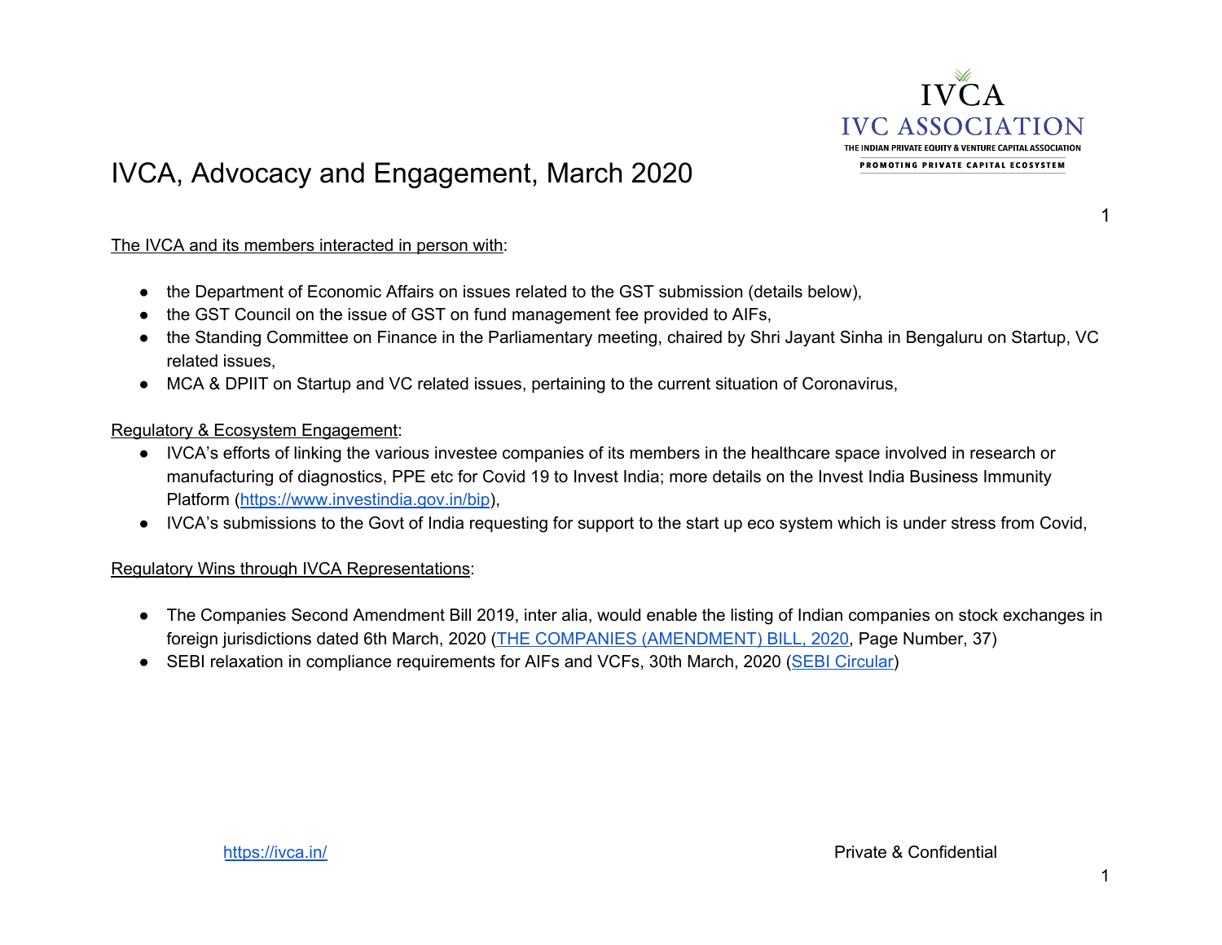# IVCA, Advocacy and Engagement, March 2020

The IVCA and its members interacted in person with:

- the Department of Economic Affairs on issues related to the GST submission (details below),
- the GST Council on the issue of GST on fund management fee provided to AIFs,
- the Standing Committee on Finance in the Parliamentary meeting, chaired by Shri Jayant Sinha in Bengaluru on Startup, VC related issues,
- MCA & DPIIT on Startup and VC related issues, pertaining to the current situation of Coronavirus,

Regulatory & Ecosystem Engagement:

- IVCA's efforts of linking the various investee companies of its members in the healthcare space involved in research or manufacturing of diagnostics, PPE etc for Covid 19 to Invest India; more details on the Invest India Business Immunity Platform (https://www.investindia.gov.in/bip),
- IVCA's submissions to the Govt of India requesting for support to the start up eco system which is under stress from Covid,

Regulatory Wins through IVCA Representations:

- The Companies Second Amendment Bill 2019, inter alia, would enable the listing of Indian companies on stock exchanges in foreign jurisdictions dated 6th March, 2020 (THE COMPANIES (AMENDMENT) BILL, 2020, Page Number, 37)
- SEBI relaxation in compliance requirements for AIFs and VCFs, 30th March, 2020 (SEBI Circular)

https://ivca.in/ Private & Confidential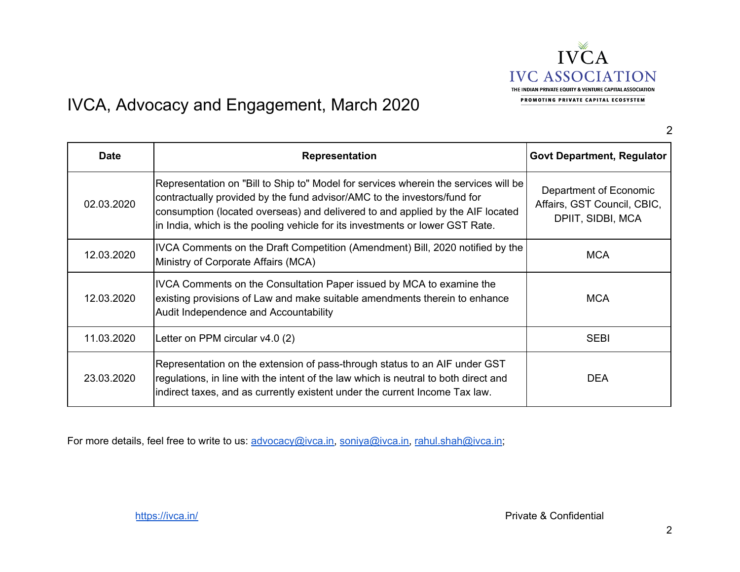# IVCA, Advocacy and Engagement, March 2020

| Date | Representation | Govt Department, Regulator |
|---|---|---|
| 02.03.2020 | Representation on "Bill to Ship to" Model for services wherein the services will be contractually provided by the fund advisor/AMC to the investors/fund for consumption (located overseas) and delivered to and applied by the AIF located in India, which is the pooling vehicle for its investments or lower GST Rate. | Department of Economic Affairs, GST Council, CBIC, DPIIT, SIDBI, MCA |
| 12.03.2020 | IVCA Comments on the Draft Competition (Amendment) Bill, 2020 notified by the Ministry of Corporate Affairs (MCA) | MCA |
| 12.03.2020 | IVCA Comments on the Consultation Paper issued by MCA to examine the existing provisions of Law and make suitable amendments therein to enhance Audit Independence and Accountability | MCA |
| 11.03.2020 | Letter on PPM circular v4.0 (2) | SEBI |
| 23.03.2020 | Representation on the extension of pass-through status to an AIF under GST regulations, in line with the intent of the law which is neutral to both direct and indirect taxes, and as currently existent under the current Income Tax law. | DEA |

For more details, feel free to write to us: advocacy@ivca.in, soniya@ivca.in, rahul.shah@ivca.in;

https://ivca.in/

Private & Confidential